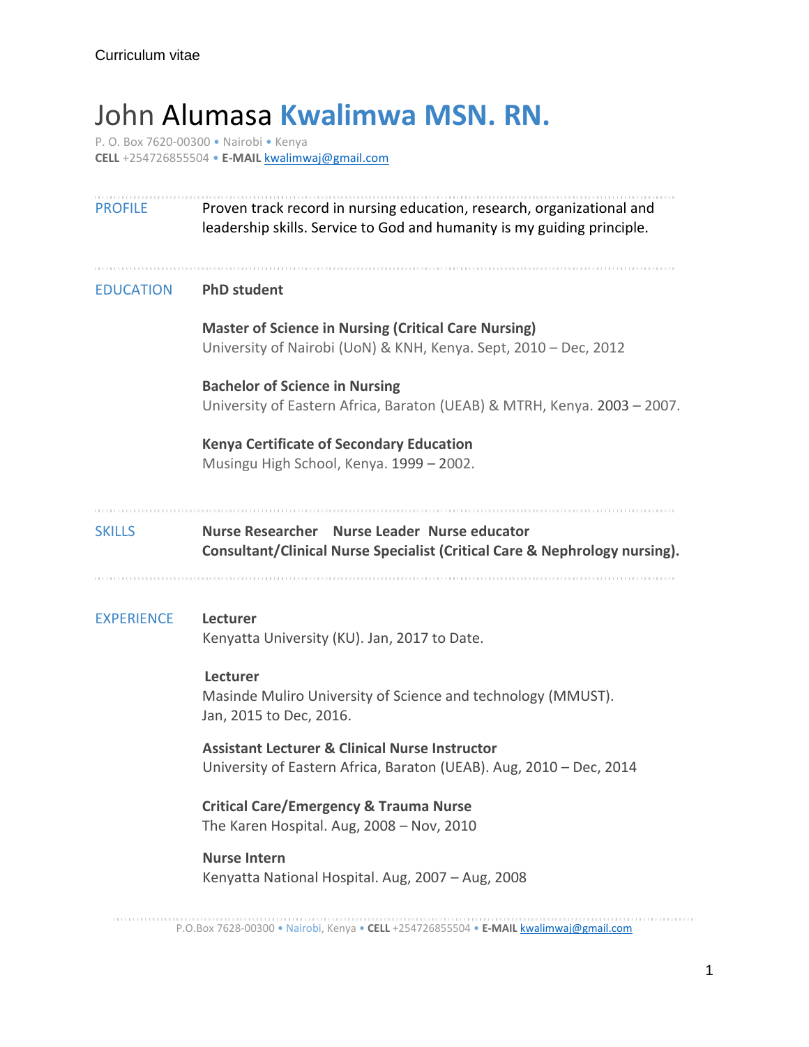Curriculum vitae

# John Alumasa **Kwalimwa MSN. RN.**

P. O. Box 7620-00300 • Nairobi • Kenya
**CELL** +254726855504 • **E-MAIL** kwalimwaj@gmail.com

## PROFILE

Proven track record in nursing education, research, organizational and leadership skills. Service to God and humanity is my guiding principle.

## EDUCATION

**PhD student**

**Master of Science in Nursing (Critical Care Nursing)**
University of Nairobi (UoN) & KNH, Kenya. Sept, 2010 – Dec, 2012

**Bachelor of Science in Nursing**
University of Eastern Africa, Baraton (UEAB) & MTRH, Kenya. 2003 – 2007.

**Kenya Certificate of Secondary Education**
Musingu High School, Kenya. 1999 – 2002.

## SKILLS

**Nurse Researcher  Nurse Leader  Nurse educator**
**Consultant/Clinical Nurse Specialist (Critical Care & Nephrology nursing).**

## EXPERIENCE

**Lecturer**
Kenyatta University (KU). Jan, 2017 to Date.

**Lecturer**
Masinde Muliro University of Science and technology (MMUST).
Jan, 2015 to Dec, 2016.

**Assistant Lecturer & Clinical Nurse Instructor**
University of Eastern Africa, Baraton (UEAB). Aug, 2010 – Dec, 2014

**Critical Care/Emergency & Trauma Nurse**
The Karen Hospital. Aug, 2008 – Nov, 2010

**Nurse Intern**
Kenyatta National Hospital. Aug, 2007 – Aug, 2008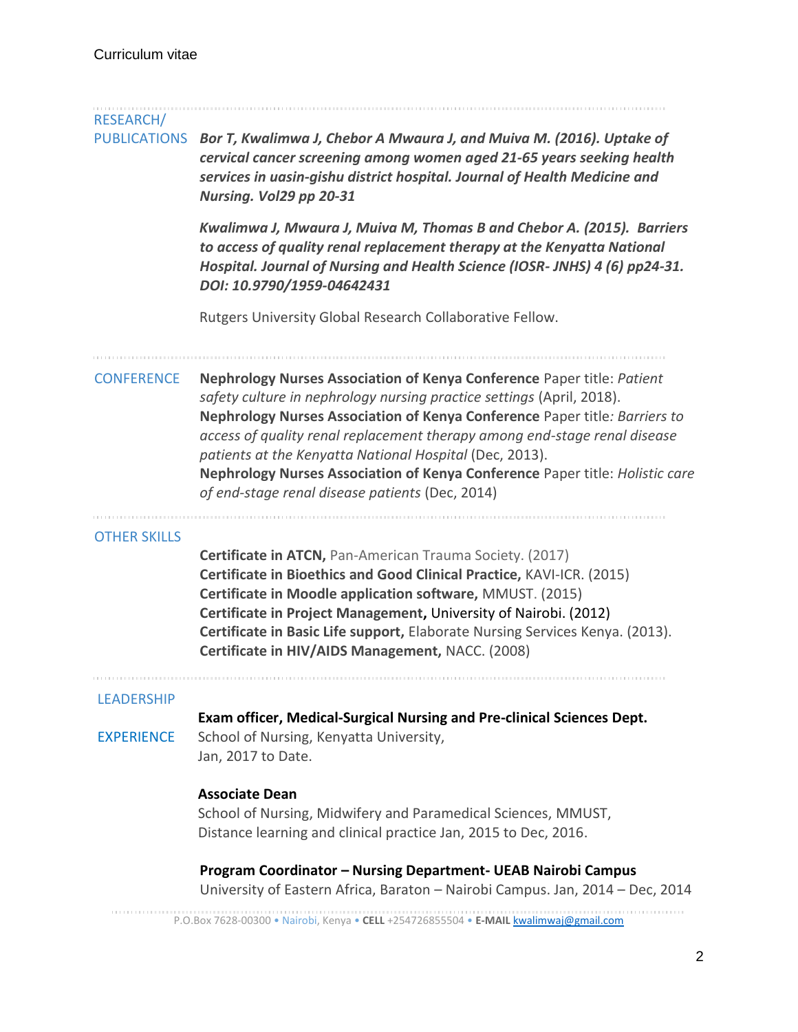## RESEARCH/ PUBLICATIONS

***Bor T, Kwalimwa J, Chebor A Mwaura J, and Muiva M. (2016). Uptake of cervical cancer screening among women aged 21-65 years seeking health services in uasin-gishu district hospital. Journal of Health Medicine and Nursing. Vol29 pp 20-31***

***Kwalimwa J, Mwaura J, Muiva M, Thomas B and Chebor A. (2015). Barriers to access of quality renal replacement therapy at the Kenyatta National Hospital. Journal of Nursing and Health Science (IOSR- JNHS) 4 (6) pp24-31. DOI: 10.9790/1959-04642431***

Rutgers University Global Research Collaborative Fellow.

## CONFERENCE

**Nephrology Nurses Association of Kenya Conference** Paper title: *Patient safety culture in nephrology nursing practice settings* (April, 2018).
**Nephrology Nurses Association of Kenya Conference** Paper title*: Barriers to access of quality renal replacement therapy among end-stage renal disease patients at the Kenyatta National Hospital* (Dec, 2013).
**Nephrology Nurses Association of Kenya Conference** Paper title: *Holistic care of end-stage renal disease patients* (Dec, 2014)

## OTHER SKILLS

**Certificate in ATCN,** Pan-American Trauma Society. (2017)
**Certificate in Bioethics and Good Clinical Practice,** KAVI-ICR. (2015)
**Certificate in Moodle application software,** MMUST. (2015)
**Certificate in Project Management,** University of Nairobi. (2012)
**Certificate in Basic Life support,** Elaborate Nursing Services Kenya. (2013).
**Certificate in HIV/AIDS Management,** NACC. (2008)

## LEADERSHIP EXPERIENCE

**Exam officer, Medical-Surgical Nursing and Pre-clinical Sciences Dept.**
School of Nursing, Kenyatta University,
Jan, 2017 to Date.

**Associate Dean**
School of Nursing, Midwifery and Paramedical Sciences, MMUST,
Distance learning and clinical practice Jan, 2015 to Dec, 2016.

**Program Coordinator – Nursing Department- UEAB Nairobi Campus**
University of Eastern Africa, Baraton – Nairobi Campus. Jan, 2014 – Dec, 2014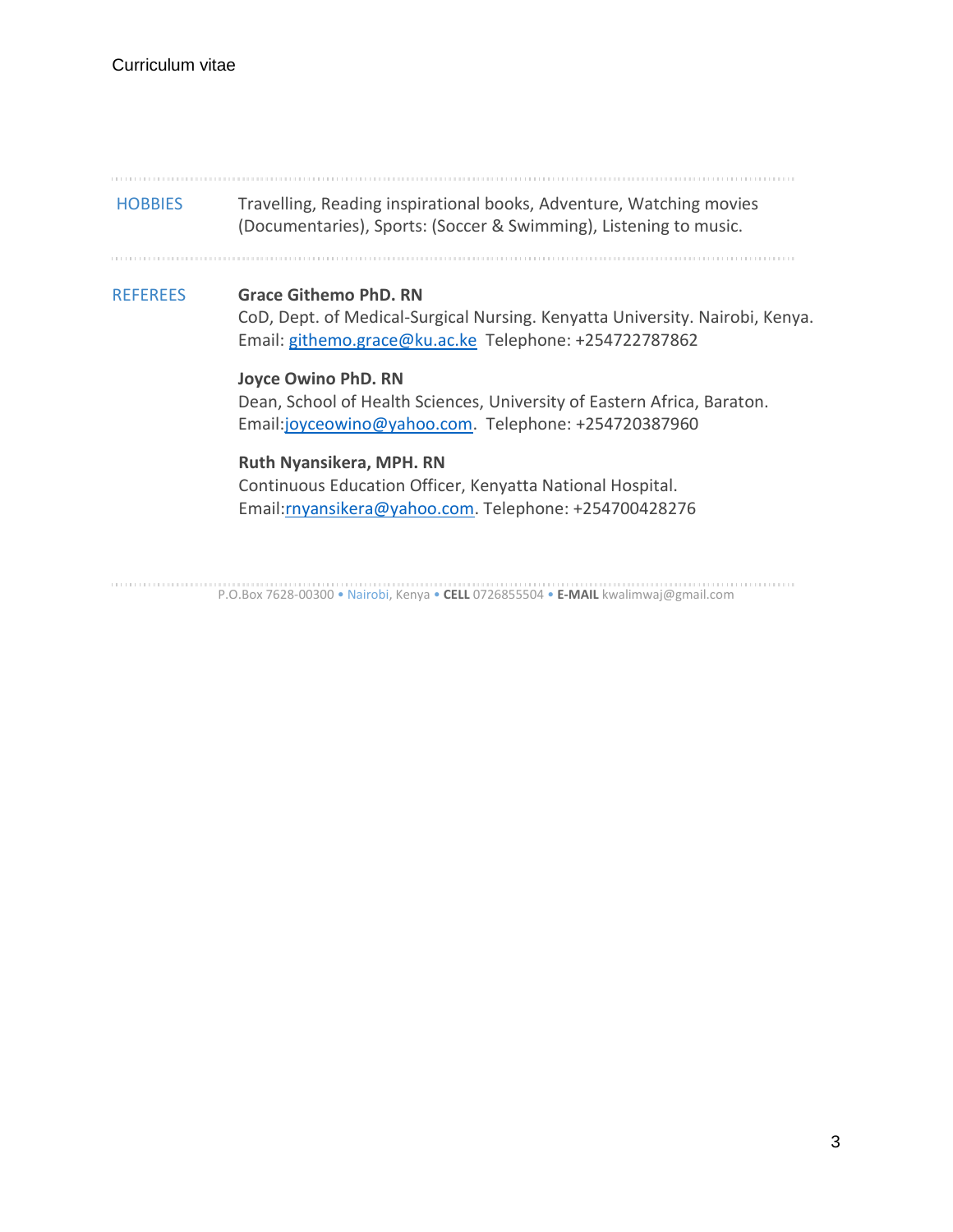HOBBIES

Travelling, Reading inspirational books, Adventure, Watching movies (Documentaries), Sports: (Soccer & Swimming), Listening to music.

REFEREES

**Grace Githemo PhD. RN**
CoD, Dept. of Medical-Surgical Nursing. Kenyatta University. Nairobi, Kenya.
Email: githemo.grace@ku.ac.ke Telephone: +254722787862

**Joyce Owino PhD. RN**
Dean, School of Health Sciences, University of Eastern Africa, Baraton.
Email:joyceowino@yahoo.com. Telephone: +254720387960

**Ruth Nyansikera, MPH. RN**
Continuous Education Officer, Kenyatta National Hospital.
Email:rnyansikera@yahoo.com. Telephone: +254700428276

P.O.Box 7628-00300 • Nairobi, Kenya • **CELL** 0726855504 • **E-MAIL** kwalimwaj@gmail.com